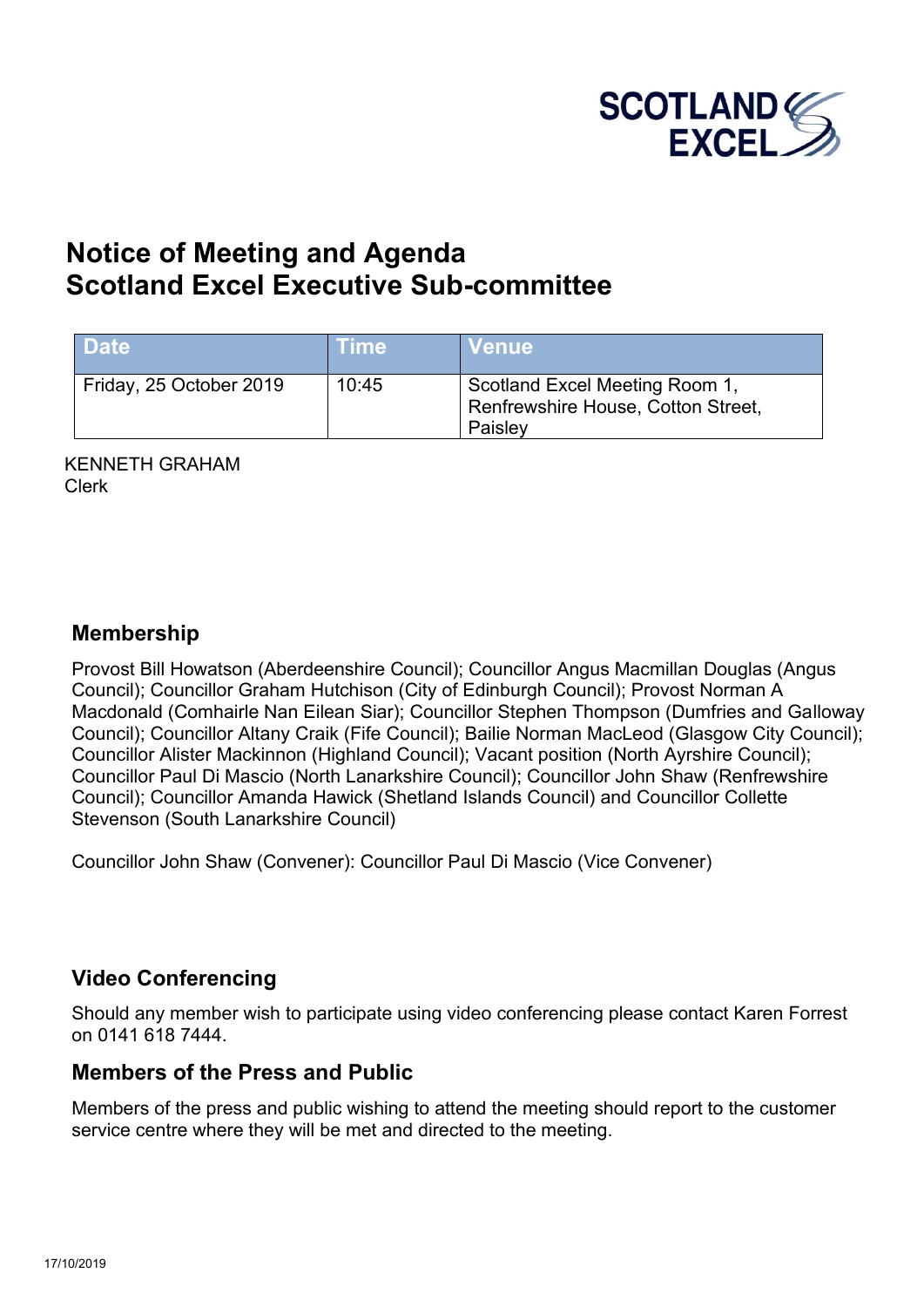SCOTLAND EXCEL

# Notice of Meeting and Agenda
# Scotland Excel Executive Sub-committee

| Date | Time | Venue |
| --- | --- | --- |
| Friday, 25 October 2019 | 10:45 | Scotland Excel Meeting Room 1, Renfrewshire House, Cotton Street, Paisley |

KENNETH GRAHAM
Clerk

## Membership

Provost Bill Howatson (Aberdeenshire Council); Councillor Angus Macmillan Douglas (Angus Council); Councillor Graham Hutchison (City of Edinburgh Council); Provost Norman A Macdonald (Comhairle Nan Eilean Siar); Councillor Stephen Thompson (Dumfries and Galloway Council); Councillor Altany Craik (Fife Council); Bailie Norman MacLeod (Glasgow City Council); Councillor Alister Mackinnon (Highland Council); Vacant position (North Ayrshire Council); Councillor Paul Di Mascio (North Lanarkshire Council); Councillor John Shaw (Renfrewshire Council); Councillor Amanda Hawick (Shetland Islands Council) and Councillor Collette Stevenson (South Lanarkshire Council)

Councillor John Shaw (Convener): Councillor Paul Di Mascio (Vice Convener)

## Video Conferencing

Should any member wish to participate using video conferencing please contact Karen Forrest on 0141 618 7444.

## Members of the Press and Public

Members of the press and public wishing to attend the meeting should report to the customer service centre where they will be met and directed to the meeting.

17/10/2019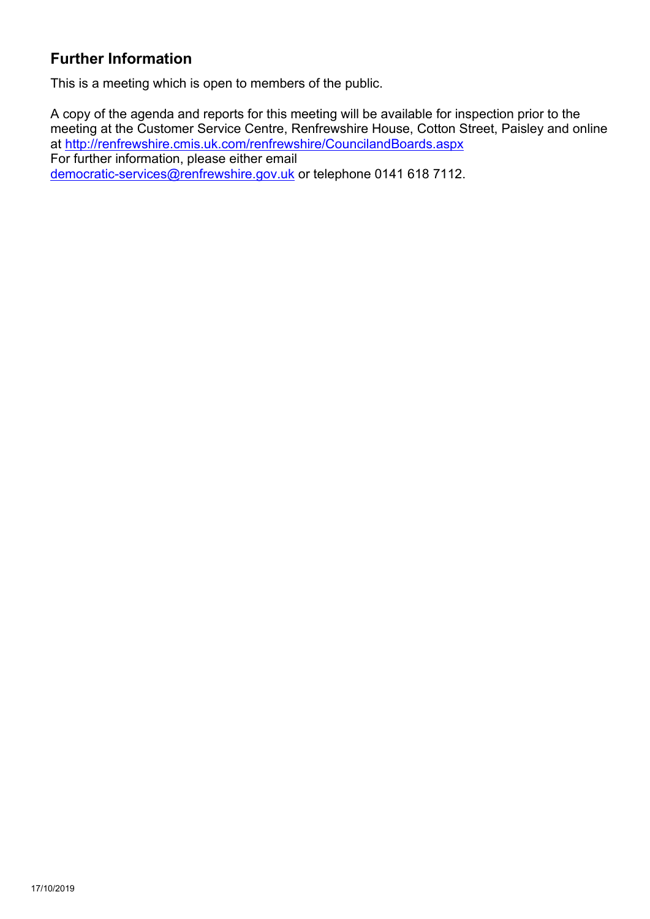## Further Information

This is a meeting which is open to members of the public.

A copy of the agenda and reports for this meeting will be available for inspection prior to the meeting at the Customer Service Centre, Renfrewshire House, Cotton Street, Paisley and online at http://renfrewshire.cmis.uk.com/renfrewshire/CouncilandBoards.aspx
For further information, please either email
democratic-services@renfrewshire.gov.uk or telephone 0141 618 7112.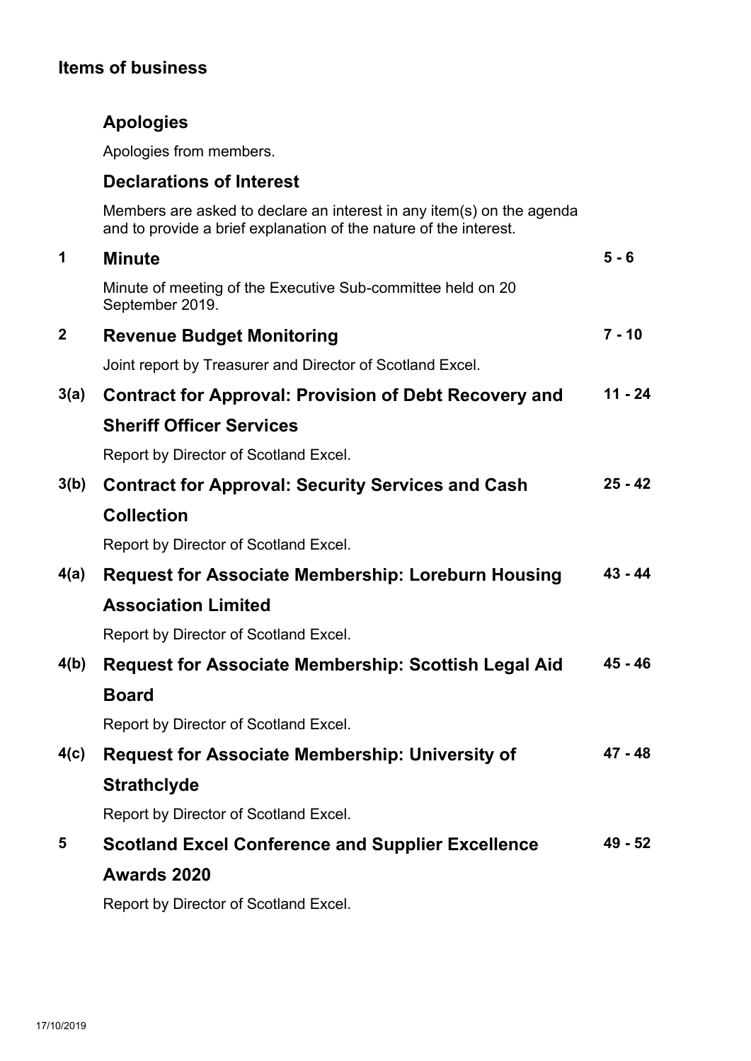## Items of business

### Apologies

Apologies from members.

### Declarations of Interest

Members are asked to declare an interest in any item(s) on the agenda and to provide a brief explanation of the nature of the interest.

| | | |
|---|---|---|
| **1** | **Minute**<br>Minute of meeting of the Executive Sub-committee held on 20 September 2019. | **5 - 6** |
| **2** | **Revenue Budget Monitoring**<br>Joint report by Treasurer and Director of Scotland Excel. | **7 - 10** |
| **3(a)** | **Contract for Approval: Provision of Debt Recovery and Sheriff Officer Services**<br>Report by Director of Scotland Excel. | **11 - 24** |
| **3(b)** | **Contract for Approval: Security Services and Cash Collection**<br>Report by Director of Scotland Excel. | **25 - 42** |
| **4(a)** | **Request for Associate Membership: Loreburn Housing Association Limited**<br>Report by Director of Scotland Excel. | **43 - 44** |
| **4(b)** | **Request for Associate Membership: Scottish Legal Aid Board**<br>Report by Director of Scotland Excel. | **45 - 46** |
| **4(c)** | **Request for Associate Membership: University of Strathclyde**<br>Report by Director of Scotland Excel. | **47 - 48** |
| **5** | **Scotland Excel Conference and Supplier Excellence Awards 2020**<br>Report by Director of Scotland Excel. | **49 - 52** |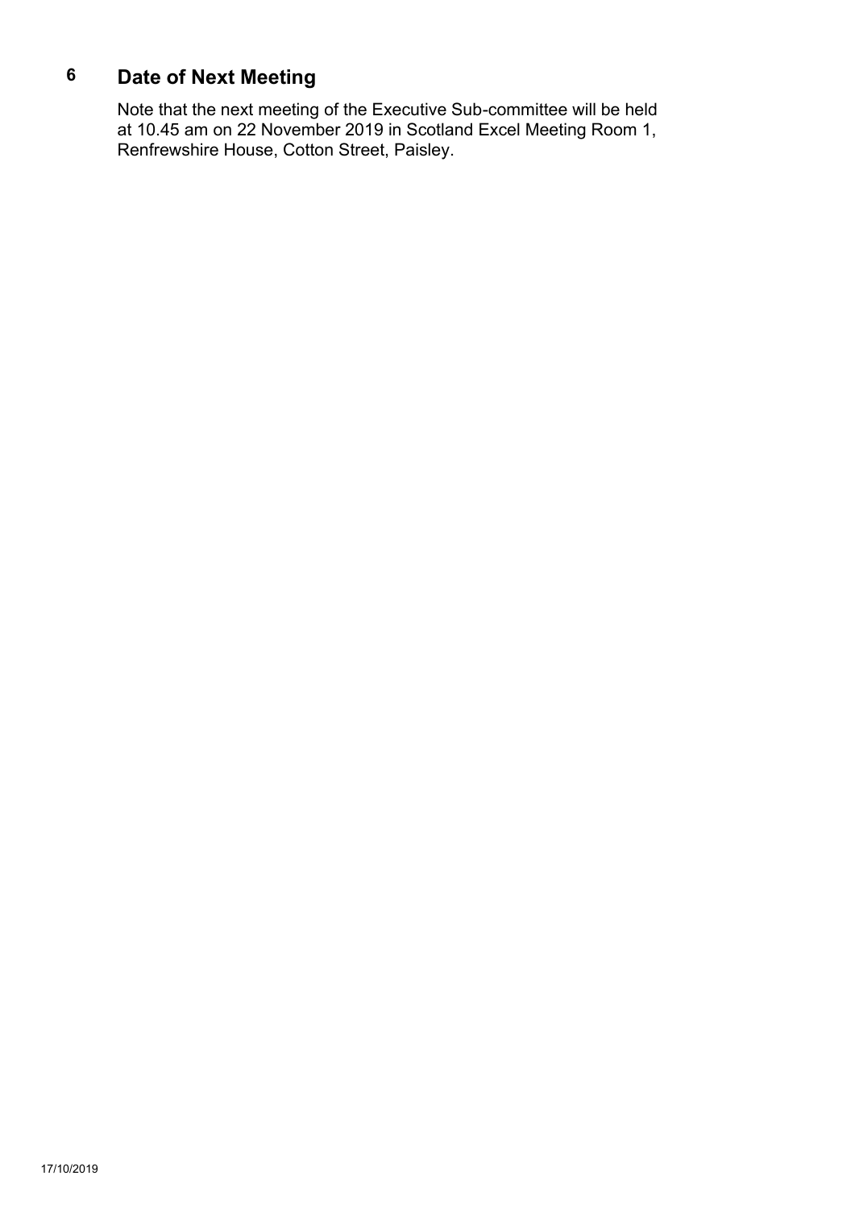## 6 Date of Next Meeting

Note that the next meeting of the Executive Sub-committee will be held at 10.45 am on 22 November 2019 in Scotland Excel Meeting Room 1, Renfrewshire House, Cotton Street, Paisley.